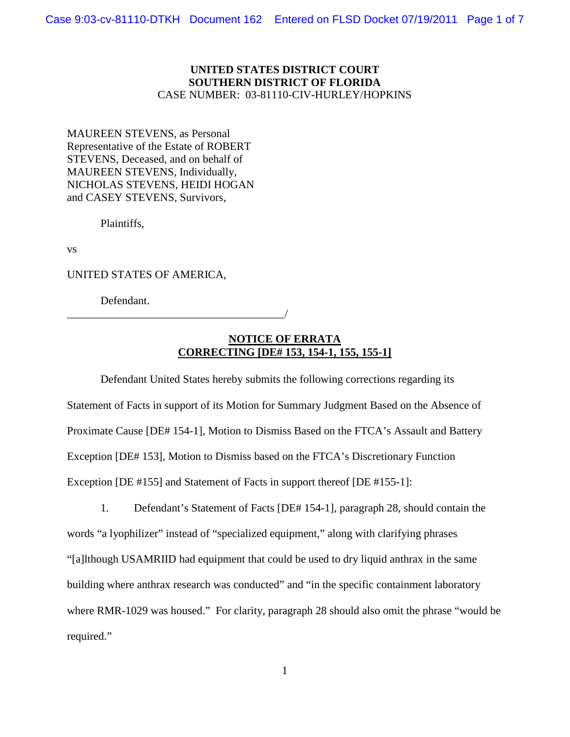**UNITED STATES DISTRICT COURT**
**SOUTHERN DISTRICT OF FLORIDA**
CASE NUMBER: 03-81110-CIV-HURLEY/HOPKINS

MAUREEN STEVENS, as Personal Representative of the Estate of ROBERT STEVENS, Deceased, and on behalf of MAUREEN STEVENS, Individually, NICHOLAS STEVENS, HEIDI HOGAN and CASEY STEVENS, Survivors,

Plaintiffs,

vs

UNITED STATES OF AMERICA,

Defendant.
_______________________________________/

**NOTICE OF ERRATA**
**CORRECTING [DE# 153, 154-1, 155, 155-1]**

Defendant United States hereby submits the following corrections regarding its Statement of Facts in support of its Motion for Summary Judgment Based on the Absence of Proximate Cause [DE# 154-1], Motion to Dismiss Based on the FTCA's Assault and Battery Exception [DE# 153], Motion to Dismiss based on the FTCA's Discretionary Function Exception [DE #155] and Statement of Facts in support thereof [DE #155-1]:

1. Defendant's Statement of Facts [DE# 154-1], paragraph 28, should contain the words "a lyophilizer" instead of "specialized equipment," along with clarifying phrases "[a]lthough USAMRIID had equipment that could be used to dry liquid anthrax in the same building where anthrax research was conducted" and "in the specific containment laboratory where RMR-1029 was housed." For clarity, paragraph 28 should also omit the phrase "would be required."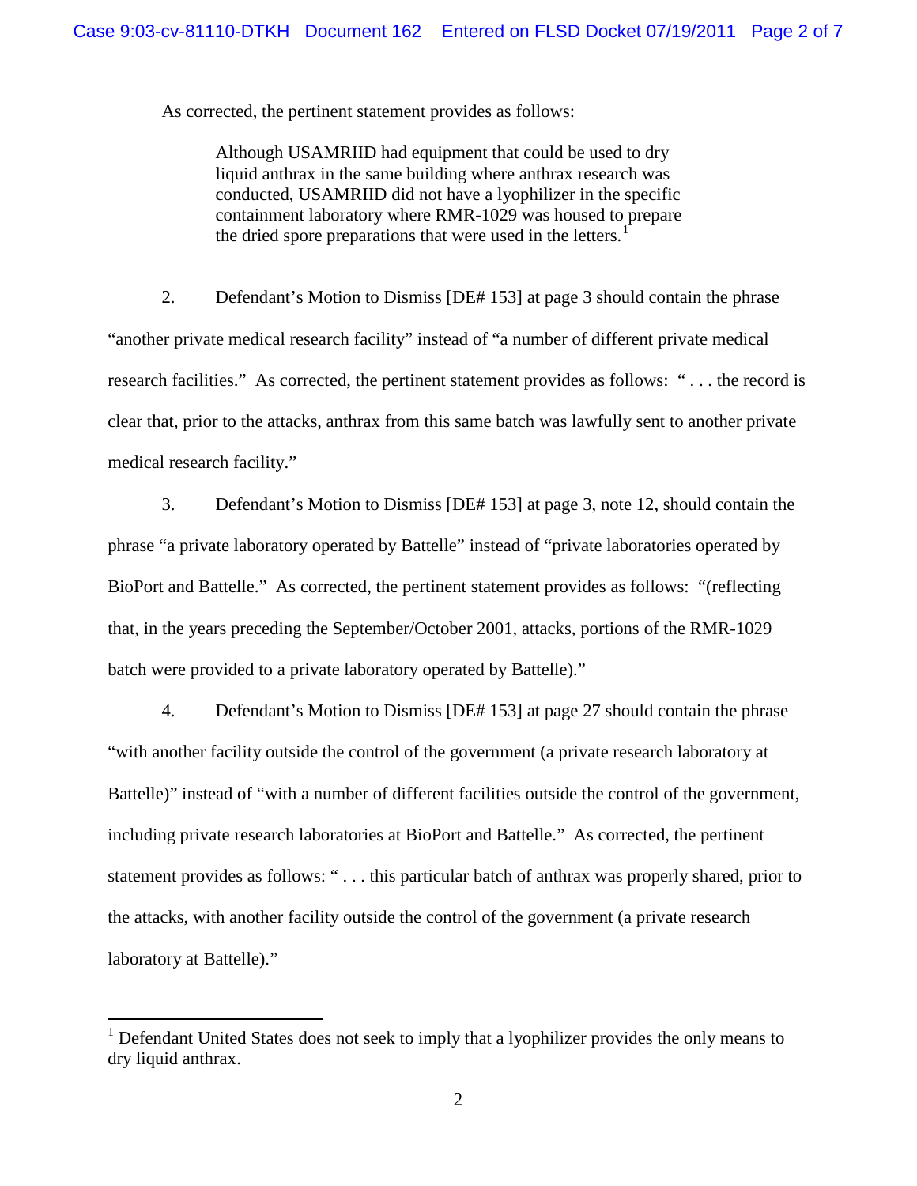As corrected, the pertinent statement provides as follows:

> Although USAMRIID had equipment that could be used to dry liquid anthrax in the same building where anthrax research was conducted, USAMRIID did not have a lyophilizer in the specific containment laboratory where RMR-1029 was housed to prepare the dried spore preparations that were used in the letters.[1]

2. Defendant's Motion to Dismiss [DE# 153] at page 3 should contain the phrase "another private medical research facility" instead of "a number of different private medical research facilities." As corrected, the pertinent statement provides as follows: " . . . the record is clear that, prior to the attacks, anthrax from this same batch was lawfully sent to another private medical research facility."

3. Defendant's Motion to Dismiss [DE# 153] at page 3, note 12, should contain the phrase "a private laboratory operated by Battelle" instead of "private laboratories operated by BioPort and Battelle." As corrected, the pertinent statement provides as follows: "(reflecting that, in the years preceding the September/October 2001, attacks, portions of the RMR-1029 batch were provided to a private laboratory operated by Battelle)."

4. Defendant's Motion to Dismiss [DE# 153] at page 27 should contain the phrase "with another facility outside the control of the government (a private research laboratory at Battelle)" instead of "with a number of different facilities outside the control of the government, including private research laboratories at BioPort and Battelle." As corrected, the pertinent statement provides as follows: " . . . this particular batch of anthrax was properly shared, prior to the attacks, with another facility outside the control of the government (a private research laboratory at Battelle)."

---

[1] Defendant United States does not seek to imply that a lyophilizer provides the only means to dry liquid anthrax.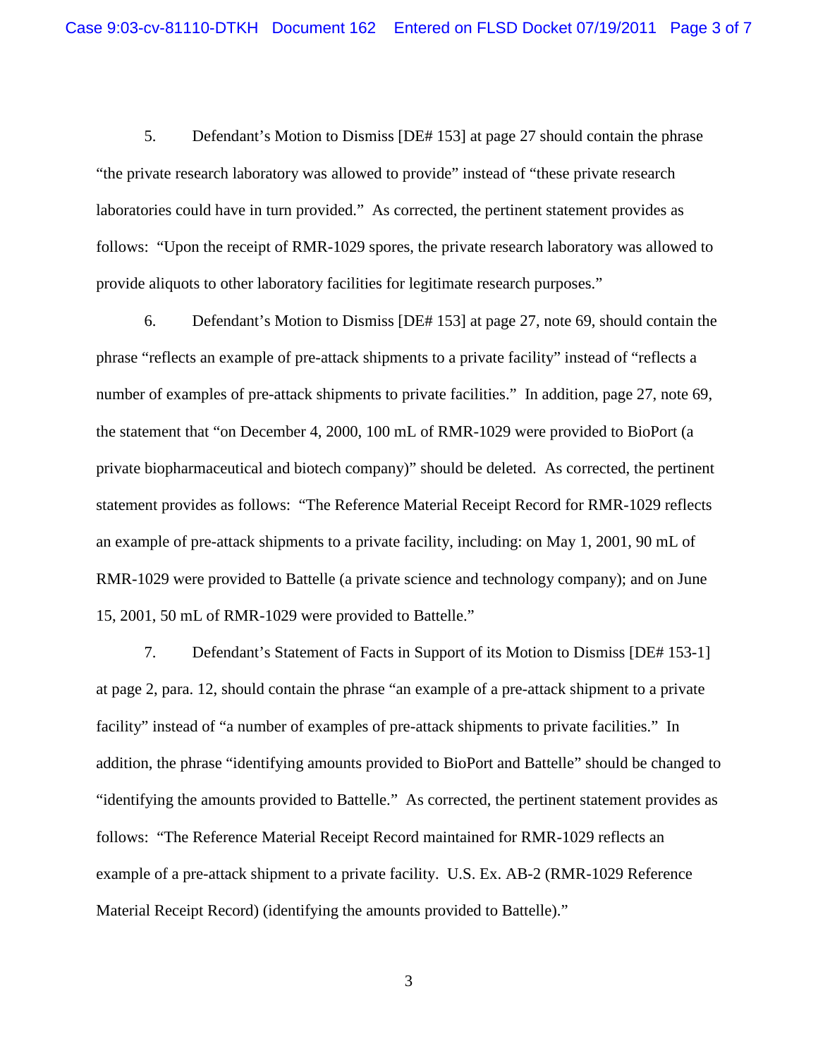5. Defendant's Motion to Dismiss [DE# 153] at page 27 should contain the phrase "the private research laboratory was allowed to provide" instead of "these private research laboratories could have in turn provided." As corrected, the pertinent statement provides as follows: "Upon the receipt of RMR-1029 spores, the private research laboratory was allowed to provide aliquots to other laboratory facilities for legitimate research purposes."

6. Defendant's Motion to Dismiss [DE# 153] at page 27, note 69, should contain the phrase "reflects an example of pre-attack shipments to a private facility" instead of "reflects a number of examples of pre-attack shipments to private facilities." In addition, page 27, note 69, the statement that "on December 4, 2000, 100 mL of RMR-1029 were provided to BioPort (a private biopharmaceutical and biotech company)" should be deleted. As corrected, the pertinent statement provides as follows: "The Reference Material Receipt Record for RMR-1029 reflects an example of pre-attack shipments to a private facility, including: on May 1, 2001, 90 mL of RMR-1029 were provided to Battelle (a private science and technology company); and on June 15, 2001, 50 mL of RMR-1029 were provided to Battelle."

7. Defendant's Statement of Facts in Support of its Motion to Dismiss [DE# 153-1] at page 2, para. 12, should contain the phrase "an example of a pre-attack shipment to a private facility" instead of "a number of examples of pre-attack shipments to private facilities." In addition, the phrase "identifying amounts provided to BioPort and Battelle" should be changed to "identifying the amounts provided to Battelle." As corrected, the pertinent statement provides as follows: "The Reference Material Receipt Record maintained for RMR-1029 reflects an example of a pre-attack shipment to a private facility. U.S. Ex. AB-2 (RMR-1029 Reference Material Receipt Record) (identifying the amounts provided to Battelle)."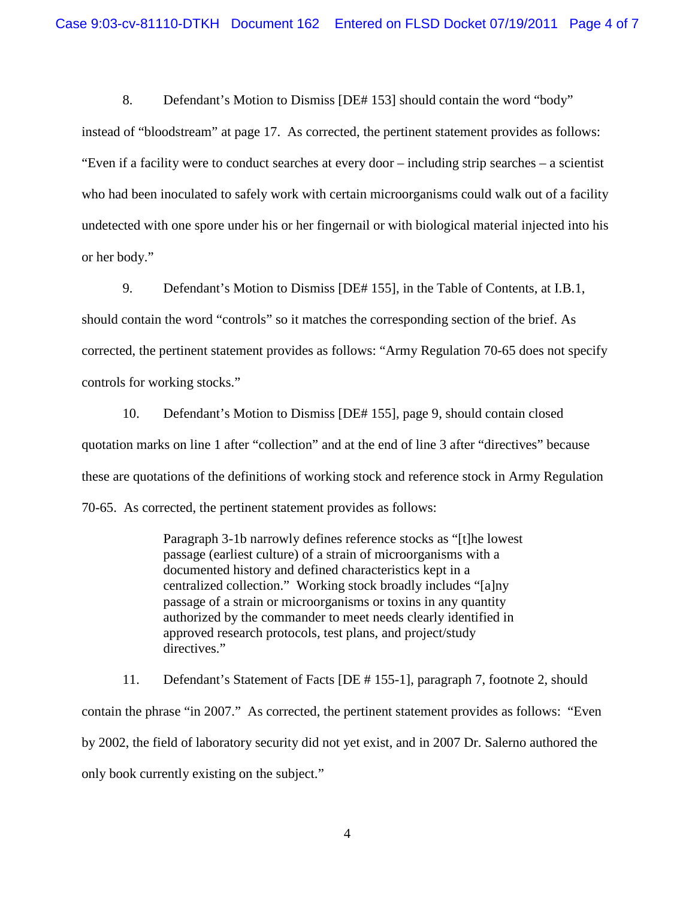8. Defendant's Motion to Dismiss [DE# 153] should contain the word "body" instead of "bloodstream" at page 17. As corrected, the pertinent statement provides as follows: "Even if a facility were to conduct searches at every door – including strip searches – a scientist who had been inoculated to safely work with certain microorganisms could walk out of a facility undetected with one spore under his or her fingernail or with biological material injected into his or her body."

9. Defendant's Motion to Dismiss [DE# 155], in the Table of Contents, at I.B.1, should contain the word "controls" so it matches the corresponding section of the brief. As corrected, the pertinent statement provides as follows: "Army Regulation 70-65 does not specify controls for working stocks."

10. Defendant's Motion to Dismiss [DE# 155], page 9, should contain closed quotation marks on line 1 after "collection" and at the end of line 3 after "directives" because these are quotations of the definitions of working stock and reference stock in Army Regulation 70-65. As corrected, the pertinent statement provides as follows:

> Paragraph 3-1b narrowly defines reference stocks as "[t]he lowest passage (earliest culture) of a strain of microorganisms with a documented history and defined characteristics kept in a centralized collection." Working stock broadly includes "[a]ny passage of a strain or microorganisms or toxins in any quantity authorized by the commander to meet needs clearly identified in approved research protocols, test plans, and project/study directives."

11. Defendant's Statement of Facts [DE # 155-1], paragraph 7, footnote 2, should contain the phrase "in 2007." As corrected, the pertinent statement provides as follows: "Even by 2002, the field of laboratory security did not yet exist, and in 2007 Dr. Salerno authored the only book currently existing on the subject."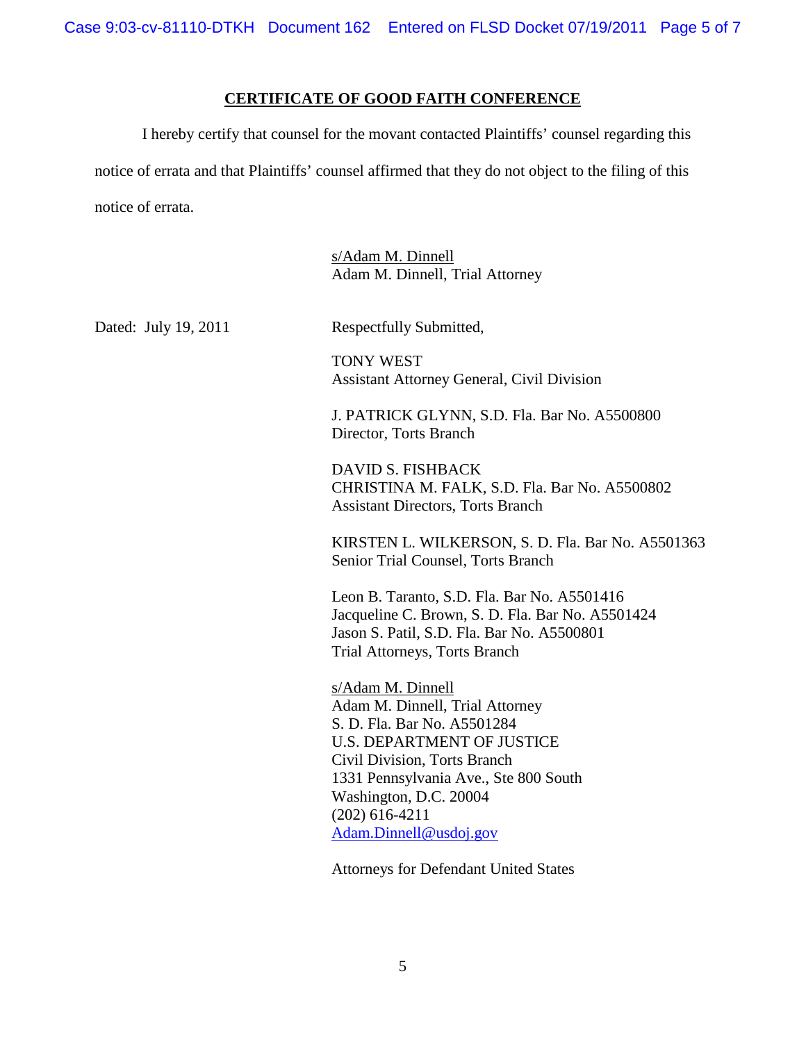## CERTIFICATE OF GOOD FAITH CONFERENCE

I hereby certify that counsel for the movant contacted Plaintiffs' counsel regarding this notice of errata and that Plaintiffs' counsel affirmed that they do not object to the filing of this notice of errata.

s/Adam M. Dinnell
Adam M. Dinnell, Trial Attorney

Dated: July 19, 2011

Respectfully Submitted,

TONY WEST
Assistant Attorney General, Civil Division

J. PATRICK GLYNN, S.D. Fla. Bar No. A5500800
Director, Torts Branch

DAVID S. FISHBACK
CHRISTINA M. FALK, S.D. Fla. Bar No. A5500802
Assistant Directors, Torts Branch

KIRSTEN L. WILKERSON, S. D. Fla. Bar No. A5501363
Senior Trial Counsel, Torts Branch

Leon B. Taranto, S.D. Fla. Bar No. A5501416
Jacqueline C. Brown, S. D. Fla. Bar No. A5501424
Jason S. Patil, S.D. Fla. Bar No. A5500801
Trial Attorneys, Torts Branch

s/Adam M. Dinnell
Adam M. Dinnell, Trial Attorney
S. D. Fla. Bar No. A5501284
U.S. DEPARTMENT OF JUSTICE
Civil Division, Torts Branch
1331 Pennsylvania Ave., Ste 800 South
Washington, D.C. 20004
(202) 616-4211
Adam.Dinnell@usdoj.gov

Attorneys for Defendant United States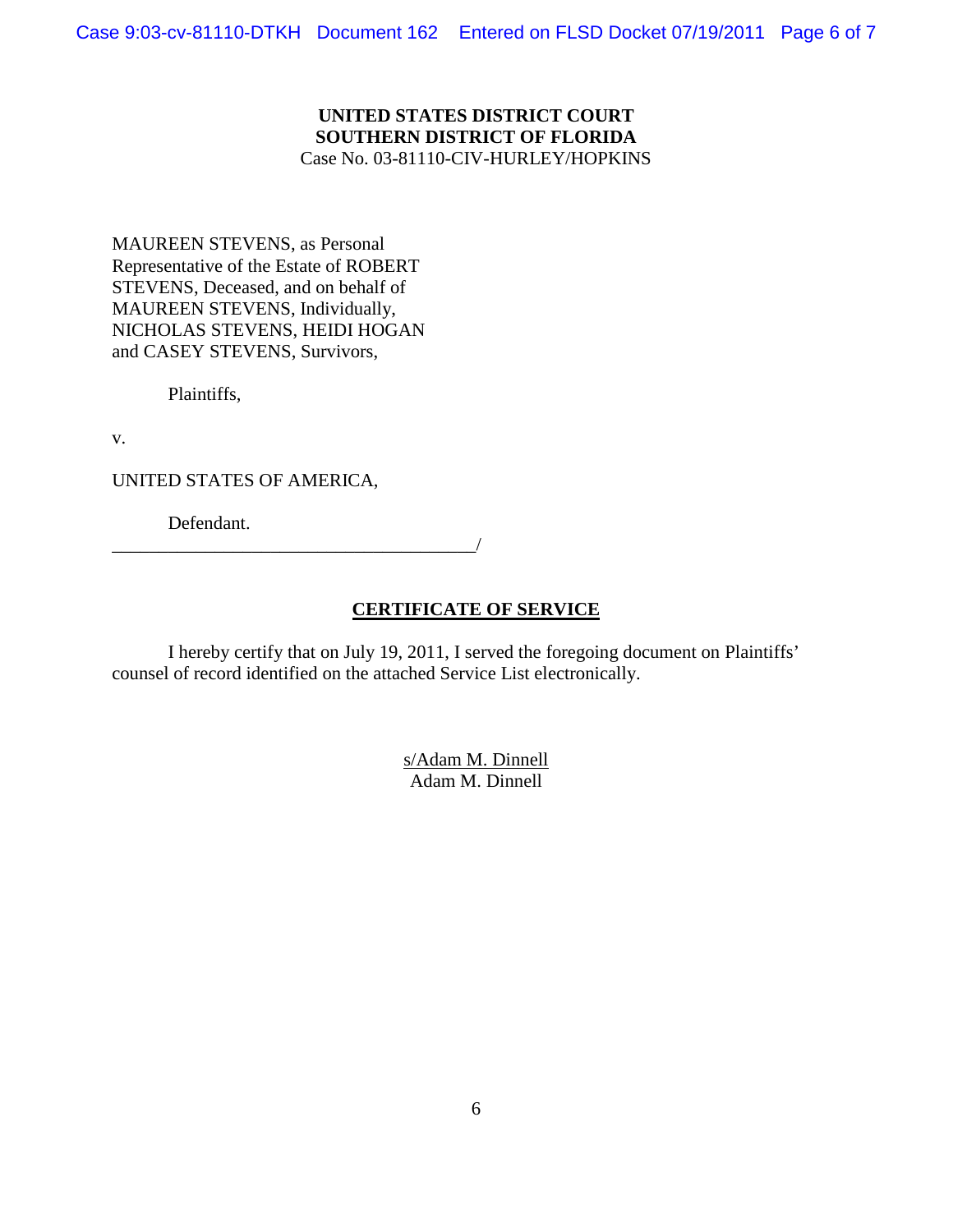**UNITED STATES DISTRICT COURT**
**SOUTHERN DISTRICT OF FLORIDA**
Case No. 03-81110-CIV-HURLEY/HOPKINS

MAUREEN STEVENS, as Personal Representative of the Estate of ROBERT STEVENS, Deceased, and on behalf of MAUREEN STEVENS, Individually, NICHOLAS STEVENS, HEIDI HOGAN and CASEY STEVENS, Survivors,

Plaintiffs,

v.

UNITED STATES OF AMERICA,

Defendant.
_______________________________________/

## CERTIFICATE OF SERVICE

I hereby certify that on July 19, 2011, I served the foregoing document on Plaintiffs' counsel of record identified on the attached Service List electronically.

s/Adam M. Dinnell
Adam M. Dinnell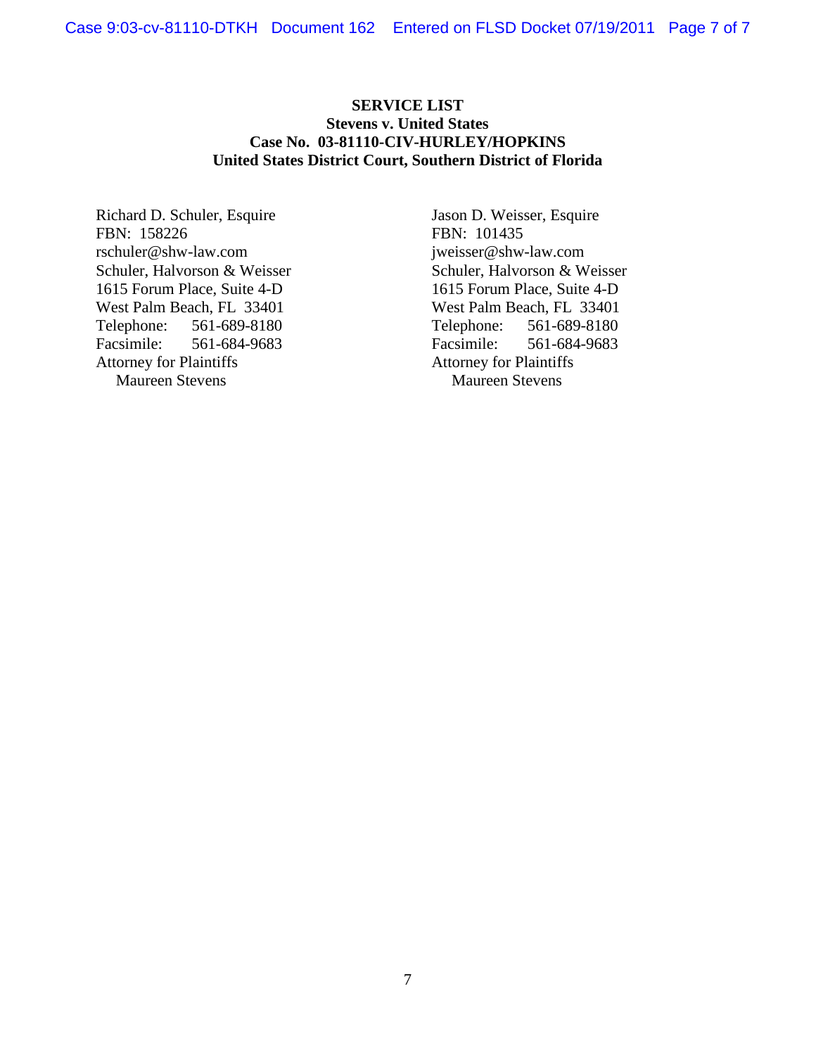**SERVICE LIST**
**Stevens v. United States**
**Case No. 03-81110-CIV-HURLEY/HOPKINS**
**United States District Court, Southern District of Florida**

Richard D. Schuler, Esquire
FBN: 158226
rschuler@shw-law.com
Schuler, Halvorson & Weisser
1615 Forum Place, Suite 4-D
West Palm Beach, FL 33401
Telephone: 561-689-8180
Facsimile: 561-684-9683
Attorney for Plaintiffs
Maureen Stevens

Jason D. Weisser, Esquire
FBN: 101435
jweisser@shw-law.com
Schuler, Halvorson & Weisser
1615 Forum Place, Suite 4-D
West Palm Beach, FL 33401
Telephone: 561-689-8180
Facsimile: 561-684-9683
Attorney for Plaintiffs
Maureen Stevens